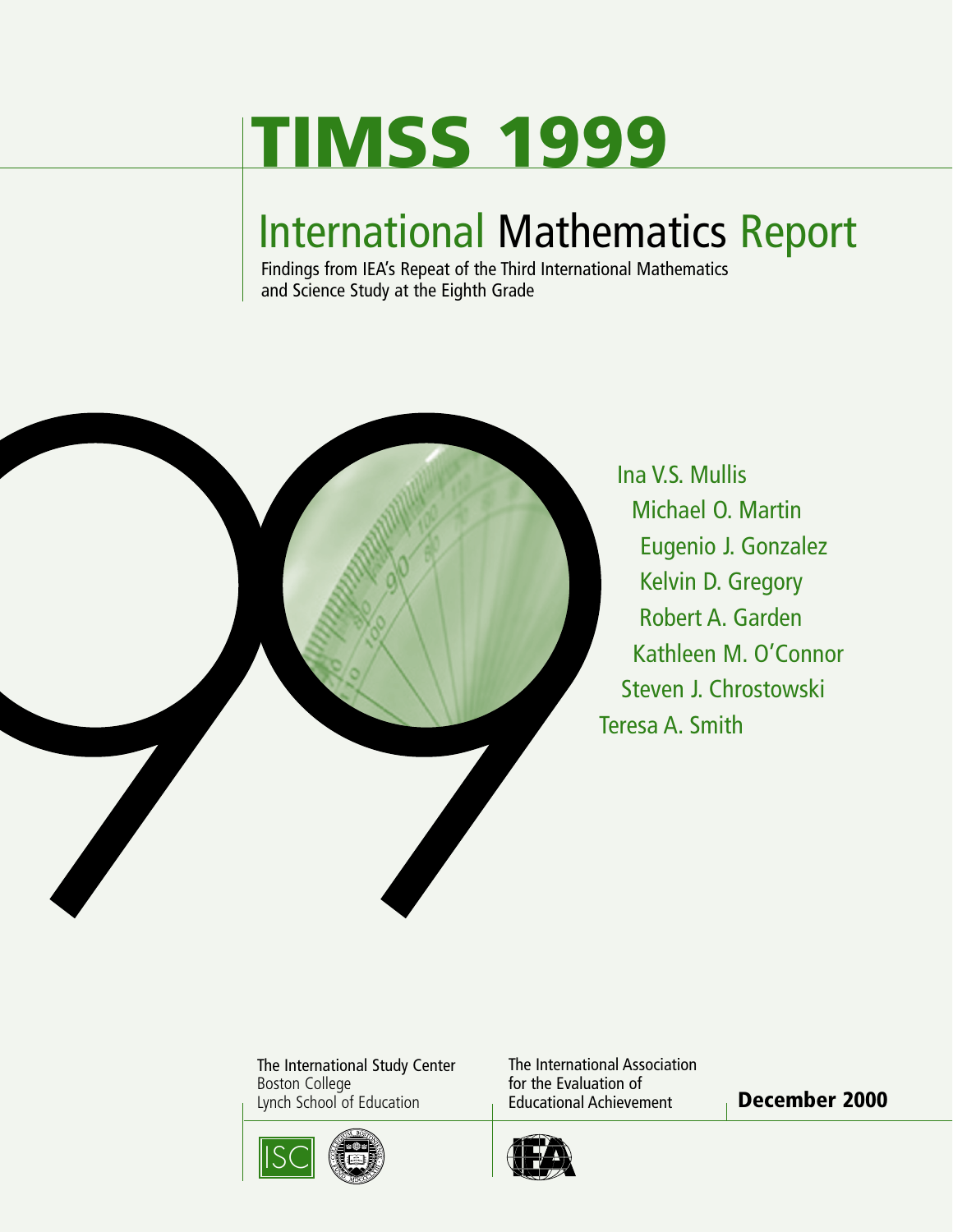# TIMSS 1999

## International Mathematics Report

Findings from IEA's Repeat of the Third International Mathematics and Science Study at the Eighth Grade

Ina V.S. Mullis
Michael O. Martin
Eugenio J. Gonzalez
Kelvin D. Gregory
Robert A. Garden
Kathleen M. O'Connor
Steven J. Chrostowski
Teresa A. Smith

The International Study Center
Boston College
Lynch School of Education

The International Association for the Evaluation of Educational Achievement

**December 2000**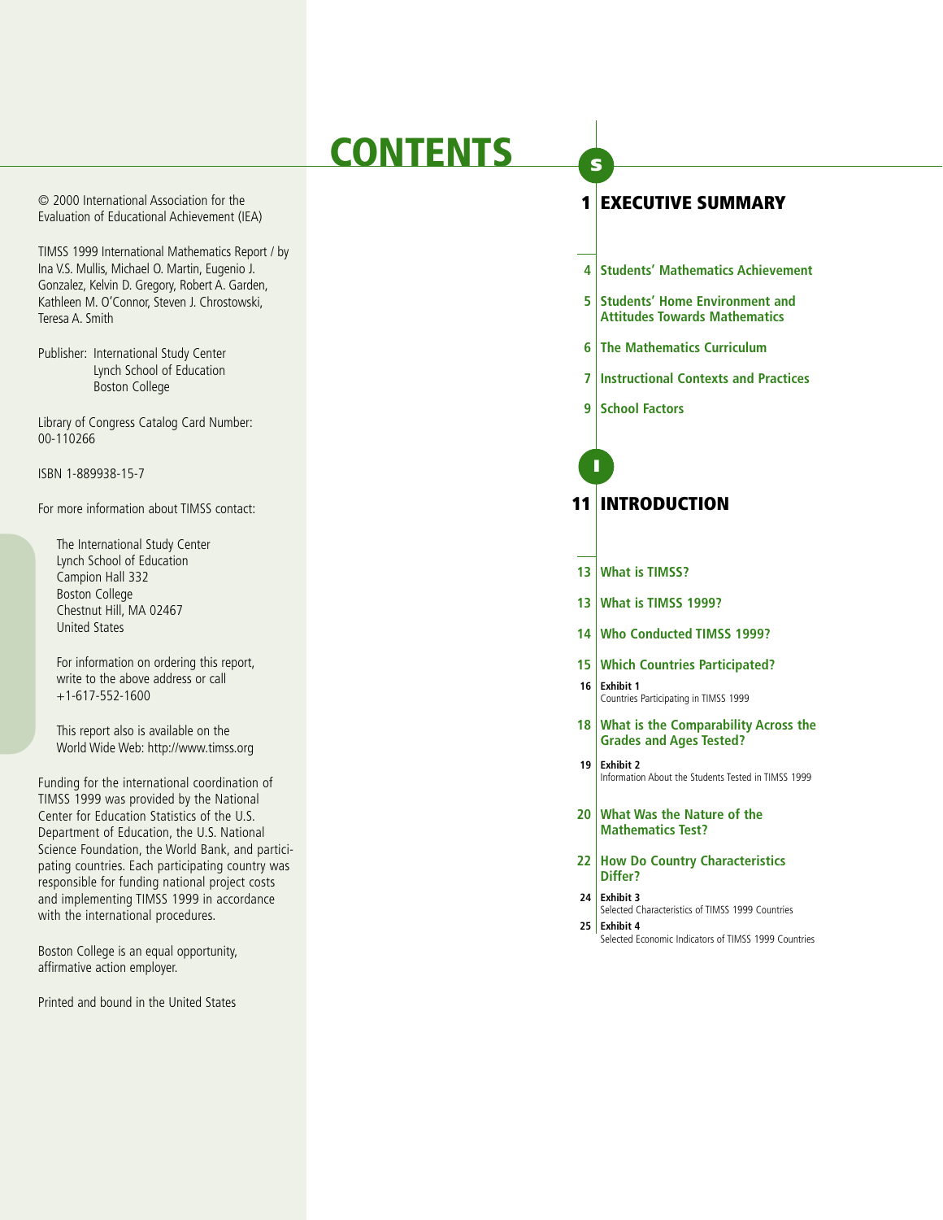© 2000 International Association for the Evaluation of Educational Achievement (IEA)

TIMSS 1999 International Mathematics Report / by Ina V.S. Mullis, Michael O. Martin, Eugenio J. Gonzalez, Kelvin D. Gregory, Robert A. Garden, Kathleen M. O'Connor, Steven J. Chrostowski, Teresa A. Smith

Publisher: International Study Center
Lynch School of Education
Boston College

Library of Congress Catalog Card Number: 00-110266

ISBN 1-889938-15-7

For more information about TIMSS contact:

The International Study Center
Lynch School of Education
Campion Hall 332
Boston College
Chestnut Hill, MA 02467
United States

For information on ordering this report, write to the above address or call +1-617-552-1600

This report also is available on the World Wide Web: http://www.timss.org

Funding for the international coordination of TIMSS 1999 was provided by the National Center for Education Statistics of the U.S. Department of Education, the U.S. National Science Foundation, the World Bank, and participating countries. Each participating country was responsible for funding national project costs and implementing TIMSS 1999 in accordance with the international procedures.

Boston College is an equal opportunity, affirmative action employer.

Printed and bound in the United States

# CONTENTS

## S

**1 EXECUTIVE SUMMARY**

- 4 **Students' Mathematics Achievement**
- 5 **Students' Home Environment and Attitudes Towards Mathematics**
- 6 **The Mathematics Curriculum**
- 7 **Instructional Contexts and Practices**
- 9 **School Factors**

## I

**11 INTRODUCTION**

- 13 **What is TIMSS?**
- 13 **What is TIMSS 1999?**
- 14 **Who Conducted TIMSS 1999?**
- 15 **Which Countries Participated?**
- 16 **Exhibit 1** Countries Participating in TIMSS 1999
- 18 **What is the Comparability Across the Grades and Ages Tested?**
- 19 **Exhibit 2** Information About the Students Tested in TIMSS 1999
- 20 **What Was the Nature of the Mathematics Test?**
- 22 **How Do Country Characteristics Differ?**
- 24 **Exhibit 3** Selected Characteristics of TIMSS 1999 Countries
- 25 **Exhibit 4** Selected Economic Indicators of TIMSS 1999 Countries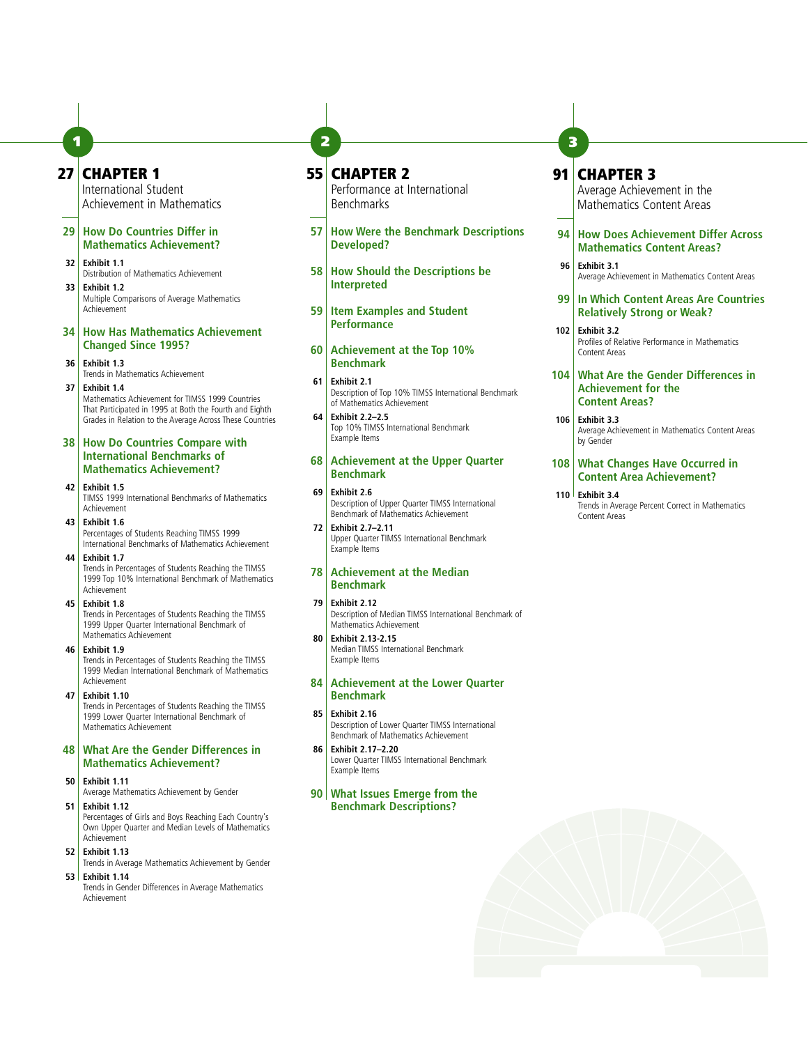## 27 CHAPTER 1
International Student Achievement in Mathematics

### 29 How Do Countries Differ in Mathematics Achievement?

32 **Exhibit 1.1**
Distribution of Mathematics Achievement

33 **Exhibit 1.2**
Multiple Comparisons of Average Mathematics Achievement

### 34 How Has Mathematics Achievement Changed Since 1995?

36 **Exhibit 1.3**
Trends in Mathematics Achievement

37 **Exhibit 1.4**
Mathematics Achievement for TIMSS 1999 Countries That Participated in 1995 at Both the Fourth and Eighth Grades in Relation to the Average Across These Countries

### 38 How Do Countries Compare with International Benchmarks of Mathematics Achievement?

42 **Exhibit 1.5**
TIMSS 1999 International Benchmarks of Mathematics Achievement

43 **Exhibit 1.6**
Percentages of Students Reaching TIMSS 1999 International Benchmarks of Mathematics Achievement

44 **Exhibit 1.7**
Trends in Percentages of Students Reaching the TIMSS 1999 Top 10% International Benchmark of Mathematics Achievement

45 **Exhibit 1.8**
Trends in Percentages of Students Reaching the TIMSS 1999 Upper Quarter International Benchmark of Mathematics Achievement

46 **Exhibit 1.9**
Trends in Percentages of Students Reaching the TIMSS 1999 Median International Benchmark of Mathematics Achievement

47 **Exhibit 1.10**
Trends in Percentages of Students Reaching the TIMSS 1999 Lower Quarter International Benchmark of Mathematics Achievement

### 48 What Are the Gender Differences in Mathematics Achievement?

50 **Exhibit 1.11**
Average Mathematics Achievement by Gender

51 **Exhibit 1.12**
Percentages of Girls and Boys Reaching Each Country's Own Upper Quarter and Median Levels of Mathematics Achievement

52 **Exhibit 1.13**
Trends in Average Mathematics Achievement by Gender

53 **Exhibit 1.14**
Trends in Gender Differences in Average Mathematics Achievement

## 55 CHAPTER 2
Performance at International Benchmarks

### 57 How Were the Benchmark Descriptions Developed?

### 58 How Should the Descriptions be Interpreted

### 59 Item Examples and Student Performance

### 60 Achievement at the Top 10% Benchmark

61 **Exhibit 2.1**
Description of Top 10% TIMSS International Benchmark of Mathematics Achievement

64 **Exhibit 2.2–2.5**
Top 10% TIMSS International Benchmark Example Items

### 68 Achievement at the Upper Quarter Benchmark

69 **Exhibit 2.6**
Description of Upper Quarter TIMSS International Benchmark of Mathematics Achievement

72 **Exhibit 2.7–2.11**
Upper Quarter TIMSS International Benchmark Example Items

### 78 Achievement at the Median Benchmark

79 **Exhibit 2.12**
Description of Median TIMSS International Benchmark of Mathematics Achievement

80 **Exhibit 2.13-2.15**
Median TIMSS International Benchmark Example Items

### 84 Achievement at the Lower Quarter Benchmark

85 **Exhibit 2.16**
Description of Lower Quarter TIMSS International Benchmark of Mathematics Achievement

86 **Exhibit 2.17–2.20**
Lower Quarter TIMSS International Benchmark Example Items

### 90 What Issues Emerge from the Benchmark Descriptions?

## 91 CHAPTER 3
Average Achievement in the Mathematics Content Areas

### 94 How Does Achievement Differ Across Mathematics Content Areas?

96 **Exhibit 3.1**
Average Achievement in Mathematics Content Areas

### 99 In Which Content Areas Are Countries Relatively Strong or Weak?

102 **Exhibit 3.2**
Profiles of Relative Performance in Mathematics Content Areas

### 104 What Are the Gender Differences in Achievement for the Content Areas?

106 **Exhibit 3.3**
Average Achievement in Mathematics Content Areas by Gender

### 108 What Changes Have Occurred in Content Area Achievement?

110 **Exhibit 3.4**
Trends in Average Percent Correct in Mathematics Content Areas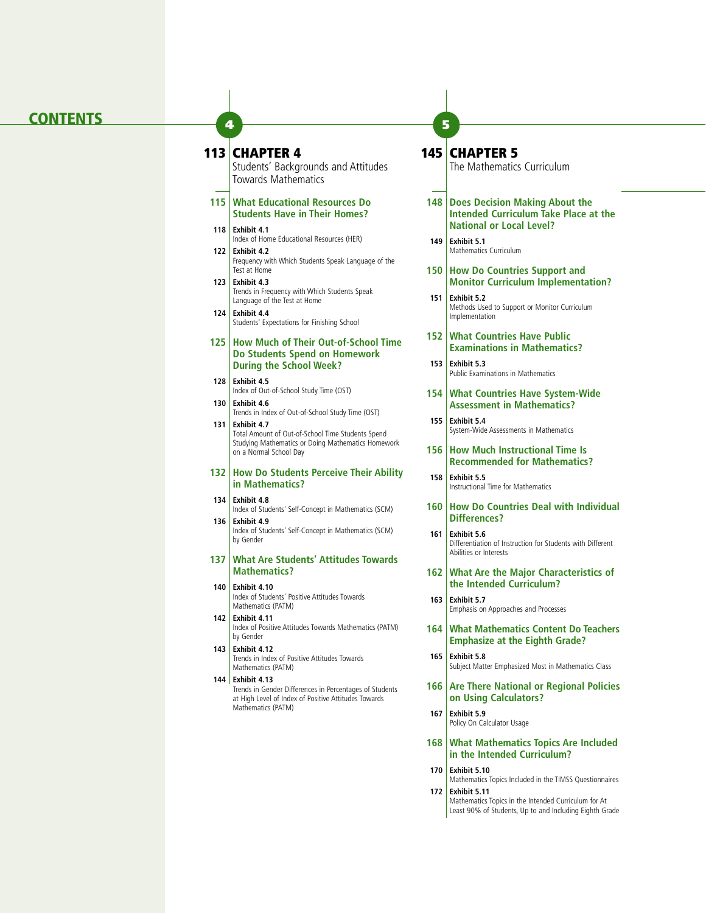# CONTENTS

## 113 CHAPTER 4
Students' Backgrounds and Attitudes Towards Mathematics

### 115 What Educational Resources Do Students Have in Their Homes?

**118 Exhibit 4.1**
Index of Home Educational Resources (HER)

**122 Exhibit 4.2**
Frequency with Which Students Speak Language of the Test at Home

**123 Exhibit 4.3**
Trends in Frequency with Which Students Speak Language of the Test at Home

**124 Exhibit 4.4**
Students' Expectations for Finishing School

### 125 How Much of Their Out-of-School Time Do Students Spend on Homework During the School Week?

**128 Exhibit 4.5**
Index of Out-of-School Study Time (OST)

**130 Exhibit 4.6**
Trends in Index of Out-of-School Study Time (OST)

**131 Exhibit 4.7**
Total Amount of Out-of-School Time Students Spend Studying Mathematics or Doing Mathematics Homework on a Normal School Day

### 132 How Do Students Perceive Their Ability in Mathematics?

**134 Exhibit 4.8**
Index of Students' Self-Concept in Mathematics (SCM)

**136 Exhibit 4.9**
Index of Students' Self-Concept in Mathematics (SCM) by Gender

### 137 What Are Students' Attitudes Towards Mathematics?

**140 Exhibit 4.10**
Index of Students' Positive Attitudes Towards Mathematics (PATM)

**142 Exhibit 4.11**
Index of Positive Attitudes Towards Mathematics (PATM) by Gender

**143 Exhibit 4.12**
Trends in Index of Positive Attitudes Towards Mathematics (PATM)

**144 Exhibit 4.13**
Trends in Gender Differences in Percentages of Students at High Level of Index of Positive Attitudes Towards Mathematics (PATM)

## 145 CHAPTER 5
The Mathematics Curriculum

### 148 Does Decision Making About the Intended Curriculum Take Place at the National or Local Level?

**149 Exhibit 5.1**
Mathematics Curriculum

### 150 How Do Countries Support and Monitor Curriculum Implementation?

**151 Exhibit 5.2**
Methods Used to Support or Monitor Curriculum Implementation

### 152 What Countries Have Public Examinations in Mathematics?

**153 Exhibit 5.3**
Public Examinations in Mathematics

### 154 What Countries Have System-Wide Assessment in Mathematics?

**155 Exhibit 5.4**
System-Wide Assessments in Mathematics

### 156 How Much Instructional Time Is Recommended for Mathematics?

**158 Exhibit 5.5**
Instructional Time for Mathematics

### 160 How Do Countries Deal with Individual Differences?

**161 Exhibit 5.6**
Differentiation of Instruction for Students with Different Abilities or Interests

### 162 What Are the Major Characteristics of the Intended Curriculum?

**163 Exhibit 5.7**
Emphasis on Approaches and Processes

### 164 What Mathematics Content Do Teachers Emphasize at the Eighth Grade?

**165 Exhibit 5.8**
Subject Matter Emphasized Most in Mathematics Class

### 166 Are There National or Regional Policies on Using Calculators?

**167 Exhibit 5.9**
Policy On Calculator Usage

### 168 What Mathematics Topics Are Included in the Intended Curriculum?

**170 Exhibit 5.10**
Mathematics Topics Included in the TIMSS Questionnaires

**172 Exhibit 5.11**
Mathematics Topics in the Intended Curriculum for At Least 90% of Students, Up to and Including Eighth Grade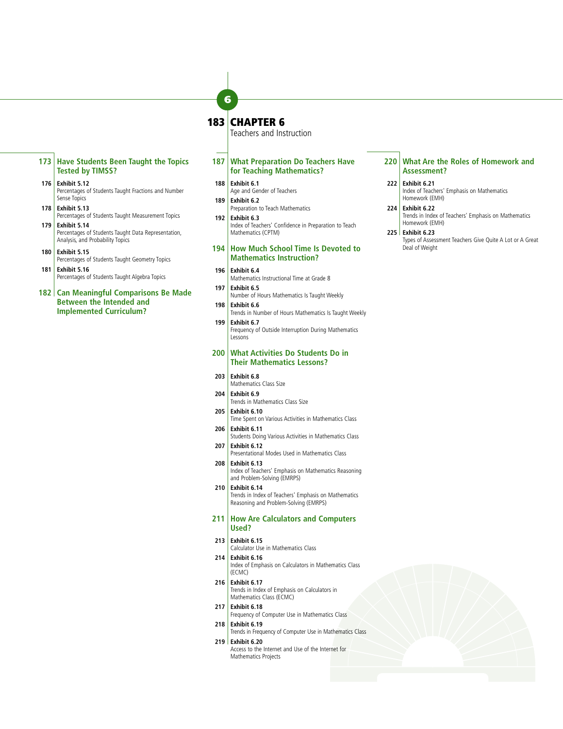**173** **Have Students Been Taught the Topics Tested by TIMSS?**

**176** **Exhibit 5.12**
Percentages of Students Taught Fractions and Number Sense Topics

**178** **Exhibit 5.13**
Percentages of Students Taught Measurement Topics

**179** **Exhibit 5.14**
Percentages of Students Taught Data Representation, Analysis, and Probability Topics

**180** **Exhibit 5.15**
Percentages of Students Taught Geometry Topics

**181** **Exhibit 5.16**
Percentages of Students Taught Algebra Topics

**182** **Can Meaningful Comparisons Be Made Between the Intended and Implemented Curriculum?**

# 183 CHAPTER 6

Teachers and Instruction

**187** **What Preparation Do Teachers Have for Teaching Mathematics?**

**188** **Exhibit 6.1**
Age and Gender of Teachers

**189** **Exhibit 6.2**
Preparation to Teach Mathematics

**192** **Exhibit 6.3**
Index of Teachers' Confidence in Preparation to Teach Mathematics (CPTM)

**194** **How Much School Time Is Devoted to Mathematics Instruction?**

**196** **Exhibit 6.4**
Mathematics Instructional Time at Grade 8

**197** **Exhibit 6.5**
Number of Hours Mathematics Is Taught Weekly

**198** **Exhibit 6.6**
Trends in Number of Hours Mathematics Is Taught Weekly

**199** **Exhibit 6.7**
Frequency of Outside Interruption During Mathematics Lessons

**200** **What Activities Do Students Do in Their Mathematics Lessons?**

**203** **Exhibit 6.8**
Mathematics Class Size

**204** **Exhibit 6.9**
Trends in Mathematics Class Size

**205** **Exhibit 6.10**
Time Spent on Various Activities in Mathematics Class

**206** **Exhibit 6.11**
Students Doing Various Activities in Mathematics Class

**207** **Exhibit 6.12**
Presentational Modes Used in Mathematics Class

**208** **Exhibit 6.13**
Index of Teachers' Emphasis on Mathematics Reasoning and Problem-Solving (EMRPS)

**210** **Exhibit 6.14**
Trends in Index of Teachers' Emphasis on Mathematics Reasoning and Problem-Solving (EMRPS)

**211** **How Are Calculators and Computers Used?**

**213** **Exhibit 6.15**
Calculator Use in Mathematics Class

**214** **Exhibit 6.16**
Index of Emphasis on Calculators in Mathematics Class (ECMC)

**216** **Exhibit 6.17**
Trends in Index of Emphasis on Calculators in Mathematics Class (ECMC)

**217** **Exhibit 6.18**
Frequency of Computer Use in Mathematics Class

**218** **Exhibit 6.19**
Trends in Frequency of Computer Use in Mathematics Class

**219** **Exhibit 6.20**
Access to the Internet and Use of the Internet for Mathematics Projects

**220** **What Are the Roles of Homework and Assessment?**

**222** **Exhibit 6.21**
Index of Teachers' Emphasis on Mathematics Homework (EMH)

**224** **Exhibit 6.22**
Trends in Index of Teachers' Emphasis on Mathematics Homework (EMH)

**225** **Exhibit 6.23**
Types of Assessment Teachers Give Quite A Lot or A Great Deal of Weight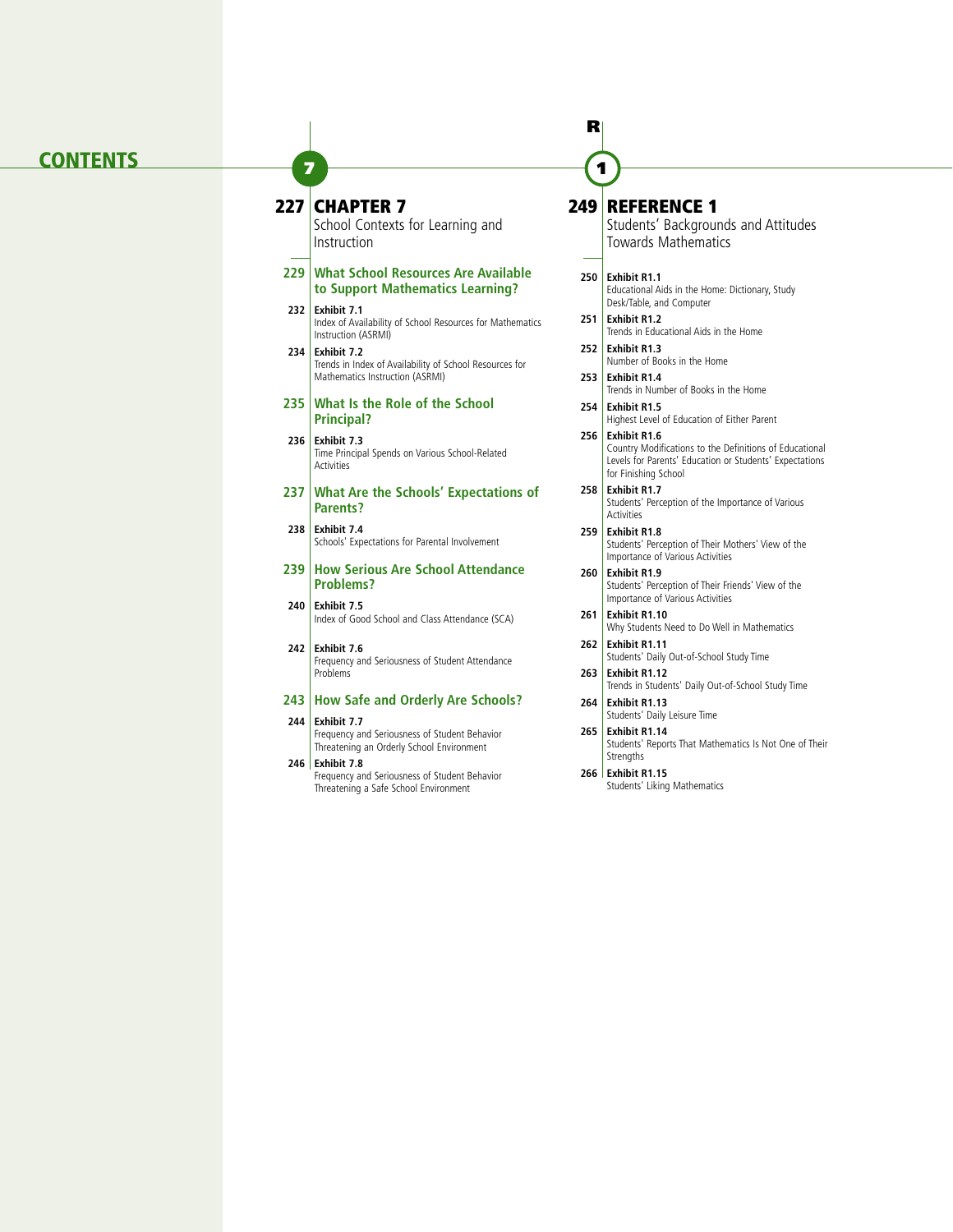# CONTENTS

## 227 CHAPTER 7
School Contexts for Learning and Instruction

### 229 What School Resources Are Available to Support Mathematics Learning?

**232 Exhibit 7.1**
Index of Availability of School Resources for Mathematics Instruction (ASRMI)

**234 Exhibit 7.2**
Trends in Index of Availability of School Resources for Mathematics Instruction (ASRMI)

### 235 What Is the Role of the School Principal?

**236 Exhibit 7.3**
Time Principal Spends on Various School-Related Activities

### 237 What Are the Schools' Expectations of Parents?

**238 Exhibit 7.4**
Schools' Expectations for Parental Involvement

### 239 How Serious Are School Attendance Problems?

**240 Exhibit 7.5**
Index of Good School and Class Attendance (SCA)

**242 Exhibit 7.6**
Frequency and Seriousness of Student Attendance Problems

### 243 How Safe and Orderly Are Schools?

**244 Exhibit 7.7**
Frequency and Seriousness of Student Behavior Threatening an Orderly School Environment

**246 Exhibit 7.8**
Frequency and Seriousness of Student Behavior Threatening a Safe School Environment

## 249 REFERENCE 1
Students' Backgrounds and Attitudes Towards Mathematics

**250 Exhibit R1.1**
Educational Aids in the Home: Dictionary, Study Desk/Table, and Computer

**251 Exhibit R1.2**
Trends in Educational Aids in the Home

**252 Exhibit R1.3**
Number of Books in the Home

**253 Exhibit R1.4**
Trends in Number of Books in the Home

**254 Exhibit R1.5**
Highest Level of Education of Either Parent

**256 Exhibit R1.6**
Country Modifications to the Definitions of Educational Levels for Parents' Education or Students' Expectations for Finishing School

**258 Exhibit R1.7**
Students' Perception of the Importance of Various Activities

**259 Exhibit R1.8**
Students' Perception of Their Mothers' View of the Importance of Various Activities

**260 Exhibit R1.9**
Students' Perception of Their Friends' View of the Importance of Various Activities

**261 Exhibit R1.10**
Why Students Need to Do Well in Mathematics

**262 Exhibit R1.11**
Students' Daily Out-of-School Study Time

**263 Exhibit R1.12**
Trends in Students' Daily Out-of-School Study Time

**264 Exhibit R1.13**
Students' Daily Leisure Time

**265 Exhibit R1.14**
Students' Reports That Mathematics Is Not One of Their Strengths

**266 Exhibit R1.15**
Students' Liking Mathematics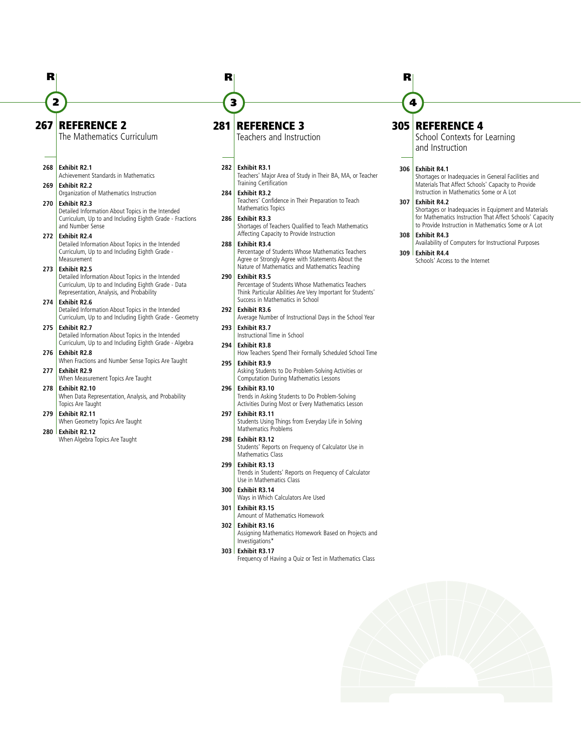## 267 REFERENCE 2
The Mathematics Curriculum

- 268 **Exhibit R2.1** Achievement Standards in Mathematics
- 269 **Exhibit R2.2** Organization of Mathematics Instruction
- 270 **Exhibit R2.3** Detailed Information About Topics in the Intended Curriculum, Up to and Including Eighth Grade - Fractions and Number Sense
- 272 **Exhibit R2.4** Detailed Information About Topics in the Intended Curriculum, Up to and Including Eighth Grade - Measurement
- 273 **Exhibit R2.5** Detailed Information About Topics in the Intended Curriculum, Up to and Including Eighth Grade - Data Representation, Analysis, and Probability
- 274 **Exhibit R2.6** Detailed Information About Topics in the Intended Curriculum, Up to and Including Eighth Grade - Geometry
- 275 **Exhibit R2.7** Detailed Information About Topics in the Intended Curriculum, Up to and Including Eighth Grade - Algebra
- 276 **Exhibit R2.8** When Fractions and Number Sense Topics Are Taught
- 277 **Exhibit R2.9** When Measurement Topics Are Taught
- 278 **Exhibit R2.10** When Data Representation, Analysis, and Probability Topics Are Taught
- 279 **Exhibit R2.11** When Geometry Topics Are Taught
- 280 **Exhibit R2.12** When Algebra Topics Are Taught

## 281 REFERENCE 3
Teachers and Instruction

- 282 **Exhibit R3.1** Teachers' Major Area of Study in Their BA, MA, or Teacher Training Certification
- 284 **Exhibit R3.2** Teachers' Confidence in Their Preparation to Teach Mathematics Topics
- 286 **Exhibit R3.3** Shortages of Teachers Qualified to Teach Mathematics Affecting Capacity to Provide Instruction
- 288 **Exhibit R3.4** Percentage of Students Whose Mathematics Teachers Agree or Strongly Agree with Statements About the Nature of Mathematics and Mathematics Teaching
- 290 **Exhibit R3.5** Percentage of Students Whose Mathematics Teachers Think Particular Abilities Are Very Important for Students' Success in Mathematics in School
- 292 **Exhibit R3.6** Average Number of Instructional Days in the School Year
- 293 **Exhibit R3.7** Instructional Time in School
- 294 **Exhibit R3.8** How Teachers Spend Their Formally Scheduled School Time
- 295 **Exhibit R3.9** Asking Students to Do Problem-Solving Activities or Computation During Mathematics Lessons
- 296 **Exhibit R3.10** Trends in Asking Students to Do Problem-Solving Activities During Most or Every Mathematics Lesson
- 297 **Exhibit R3.11** Students Using Things from Everyday Life in Solving Mathematics Problems
- 298 **Exhibit R3.12** Students' Reports on Frequency of Calculator Use in Mathematics Class
- 299 **Exhibit R3.13** Trends in Students' Reports on Frequency of Calculator Use in Mathematics Class
- 300 **Exhibit R3.14** Ways in Which Calculators Are Used
- 301 **Exhibit R3.15** Amount of Mathematics Homework
- 302 **Exhibit R3.16** Assigning Mathematics Homework Based on Projects and Investigations*
- 303 **Exhibit R3.17** Frequency of Having a Quiz or Test in Mathematics Class

## 305 REFERENCE 4
School Contexts for Learning and Instruction

- 306 **Exhibit R4.1** Shortages or Inadequacies in General Facilities and Materials That Affect Schools' Capacity to Provide Instruction in Mathematics Some or A Lot
- 307 **Exhibit R4.2** Shortages or Inadequacies in Equipment and Materials for Mathematics Instruction That Affect Schools' Capacity to Provide Instruction in Mathematics Some or A Lot
- 308 **Exhibit R4.3** Availability of Computers for Instructional Purposes
- 309 **Exhibit R4.4** Schools' Access to the Internet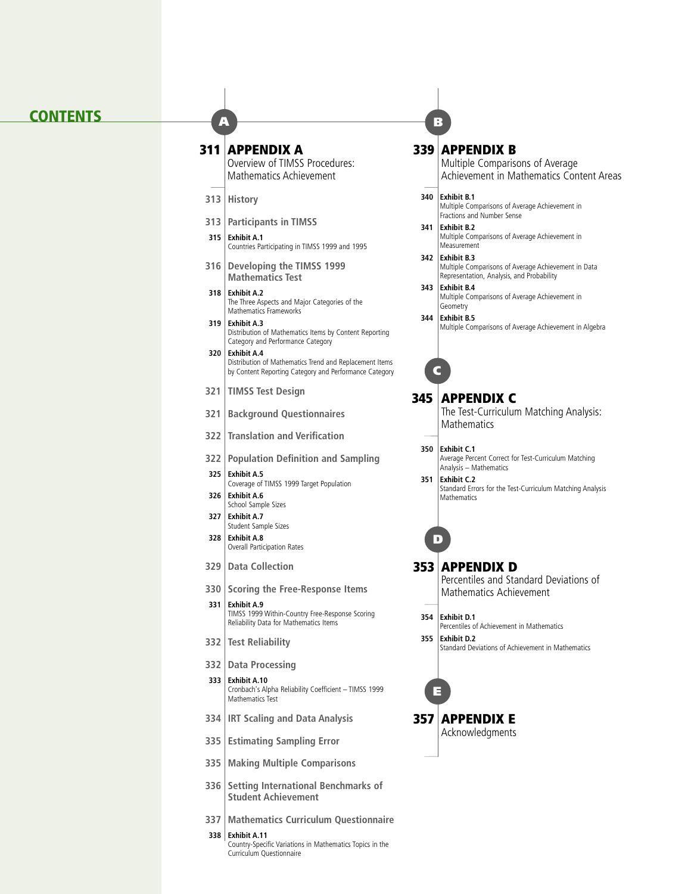# CONTENTS

## 311 APPENDIX A
Overview of TIMSS Procedures: Mathematics Achievement

313 **History**

313 **Participants in TIMSS**

315 **Exhibit A.1**
Countries Participating in TIMSS 1999 and 1995

316 **Developing the TIMSS 1999 Mathematics Test**

318 **Exhibit A.2**
The Three Aspects and Major Categories of the Mathematics Frameworks

319 **Exhibit A.3**
Distribution of Mathematics Items by Content Reporting Category and Performance Category

320 **Exhibit A.4**
Distribution of Mathematics Trend and Replacement Items by Content Reporting Category and Performance Category

321 **TIMSS Test Design**

321 **Background Questionnaires**

322 **Translation and Verification**

322 **Population Definition and Sampling**

325 **Exhibit A.5**
Coverage of TIMSS 1999 Target Population

326 **Exhibit A.6**
School Sample Sizes

327 **Exhibit A.7**
Student Sample Sizes

328 **Exhibit A.8**
Overall Participation Rates

329 **Data Collection**

330 **Scoring the Free-Response Items**

331 **Exhibit A.9**
TIMSS 1999 Within-Country Free-Response Scoring Reliability Data for Mathematics Items

332 **Test Reliability**

332 **Data Processing**

333 **Exhibit A.10**
Cronbach's Alpha Reliability Coefficient – TIMSS 1999 Mathematics Test

334 **IRT Scaling and Data Analysis**

335 **Estimating Sampling Error**

335 **Making Multiple Comparisons**

336 **Setting International Benchmarks of Student Achievement**

337 **Mathematics Curriculum Questionnaire**

338 **Exhibit A.11**
Country-Specific Variations in Mathematics Topics in the Curriculum Questionnaire

## 339 APPENDIX B
Multiple Comparisons of Average Achievement in Mathematics Content Areas

340 **Exhibit B.1**
Multiple Comparisons of Average Achievement in Fractions and Number Sense

341 **Exhibit B.2**
Multiple Comparisons of Average Achievement in Measurement

342 **Exhibit B.3**
Multiple Comparisons of Average Achievement in Data Representation, Analysis, and Probability

343 **Exhibit B.4**
Multiple Comparisons of Average Achievement in Geometry

344 **Exhibit B.5**
Multiple Comparisons of Average Achievement in Algebra

## 345 APPENDIX C
The Test-Curriculum Matching Analysis: Mathematics

350 **Exhibit C.1**
Average Percent Correct for Test-Curriculum Matching Analysis – Mathematics

351 **Exhibit C.2**
Standard Errors for the Test-Curriculum Matching Analysis Mathematics

## 353 APPENDIX D
Percentiles and Standard Deviations of Mathematics Achievement

354 **Exhibit D.1**
Percentiles of Achievement in Mathematics

355 **Exhibit D.2**
Standard Deviations of Achievement in Mathematics

## 357 APPENDIX E
Acknowledgments